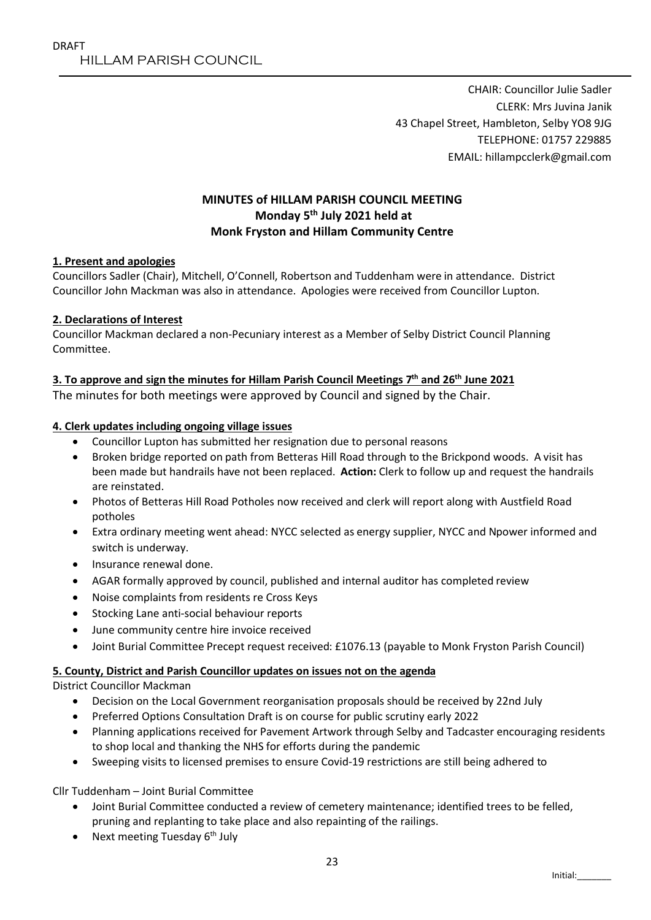DRAFT

# HILLAM PARISH COUNCIL

CHAIR: Councillor Julie Sadler
CLERK: Mrs Juvina Janik
43 Chapel Street, Hambleton, Selby YO8 9JG
TELEPHONE: 01757 229885
EMAIL: hillampcclerk@gmail.com

## MINUTES of HILLAM PARISH COUNCIL MEETING Monday 5th July 2021 held at Monk Fryston and Hillam Community Centre

### 1. Present and apologies

Councillors Sadler (Chair), Mitchell, O'Connell, Robertson and Tuddenham were in attendance. District Councillor John Mackman was also in attendance. Apologies were received from Councillor Lupton.

### 2. Declarations of Interest

Councillor Mackman declared a non-Pecuniary interest as a Member of Selby District Council Planning Committee.

### 3. To approve and sign the minutes for Hillam Parish Council Meetings 7th and 26th June 2021

The minutes for both meetings were approved by Council and signed by the Chair.

### 4. Clerk updates including ongoing village issues

- Councillor Lupton has submitted her resignation due to personal reasons
- Broken bridge reported on path from Betteras Hill Road through to the Brickpond woods. A visit has been made but handrails have not been replaced. **Action:** Clerk to follow up and request the handrails are reinstated.
- Photos of Betteras Hill Road Potholes now received and clerk will report along with Austfield Road potholes
- Extra ordinary meeting went ahead: NYCC selected as energy supplier, NYCC and Npower informed and switch is underway.
- Insurance renewal done.
- AGAR formally approved by council, published and internal auditor has completed review
- Noise complaints from residents re Cross Keys
- Stocking Lane anti-social behaviour reports
- June community centre hire invoice received
- Joint Burial Committee Precept request received: £1076.13 (payable to Monk Fryston Parish Council)

### 5. County, District and Parish Councillor updates on issues not on the agenda

District Councillor Mackman

- Decision on the Local Government reorganisation proposals should be received by 22nd July
- Preferred Options Consultation Draft is on course for public scrutiny early 2022
- Planning applications received for Pavement Artwork through Selby and Tadcaster encouraging residents to shop local and thanking the NHS for efforts during the pandemic
- Sweeping visits to licensed premises to ensure Covid-19 restrictions are still being adhered to

Cllr Tuddenham – Joint Burial Committee

- Joint Burial Committee conducted a review of cemetery maintenance; identified trees to be felled, pruning and replanting to take place and also repainting of the railings.
- Next meeting Tuesday 6th July

Initial:_______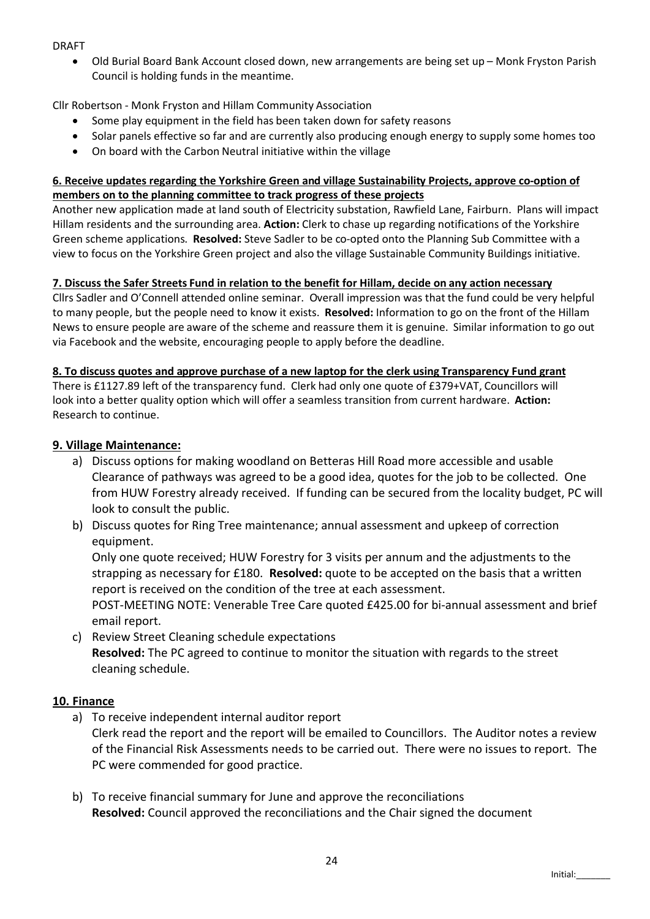DRAFT

- Old Burial Board Bank Account closed down, new arrangements are being set up – Monk Fryston Parish Council is holding funds in the meantime.

Cllr Robertson - Monk Fryston and Hillam Community Association

- Some play equipment in the field has been taken down for safety reasons
- Solar panels effective so far and are currently also producing enough energy to supply some homes too
- On board with the Carbon Neutral initiative within the village

**6. Receive updates regarding the Yorkshire Green and village Sustainability Projects, approve co-option of members on to the planning committee to track progress of these projects**

Another new application made at land south of Electricity substation, Rawfield Lane, Fairburn. Plans will impact Hillam residents and the surrounding area. **Action:** Clerk to chase up regarding notifications of the Yorkshire Green scheme applications. **Resolved:** Steve Sadler to be co-opted onto the Planning Sub Committee with a view to focus on the Yorkshire Green project and also the village Sustainable Community Buildings initiative.

**7. Discuss the Safer Streets Fund in relation to the benefit for Hillam, decide on any action necessary**

Cllrs Sadler and O'Connell attended online seminar. Overall impression was that the fund could be very helpful to many people, but the people need to know it exists. **Resolved:** Information to go on the front of the Hillam News to ensure people are aware of the scheme and reassure them it is genuine. Similar information to go out via Facebook and the website, encouraging people to apply before the deadline.

**8. To discuss quotes and approve purchase of a new laptop for the clerk using Transparency Fund grant**

There is £1127.89 left of the transparency fund. Clerk had only one quote of £379+VAT, Councillors will look into a better quality option which will offer a seamless transition from current hardware. **Action:** Research to continue.

## 9. Village Maintenance:

a) Discuss options for making woodland on Betteras Hill Road more accessible and usable
   Clearance of pathways was agreed to be a good idea, quotes for the job to be collected. One from HUW Forestry already received. If funding can be secured from the locality budget, PC will look to consult the public.

b) Discuss quotes for Ring Tree maintenance; annual assessment and upkeep of correction equipment.
   Only one quote received; HUW Forestry for 3 visits per annum and the adjustments to the strapping as necessary for £180. **Resolved:** quote to be accepted on the basis that a written report is received on the condition of the tree at each assessment.
   POST-MEETING NOTE: Venerable Tree Care quoted £425.00 for bi-annual assessment and brief email report.

c) Review Street Cleaning schedule expectations
   **Resolved:** The PC agreed to continue to monitor the situation with regards to the street cleaning schedule.

## 10. Finance

a) To receive independent internal auditor report
   Clerk read the report and the report will be emailed to Councillors. The Auditor notes a review of the Financial Risk Assessments needs to be carried out. There were no issues to report. The PC were commended for good practice.

b) To receive financial summary for June and approve the reconciliations
   **Resolved:** Council approved the reconciliations and the Chair signed the document

Initial:_______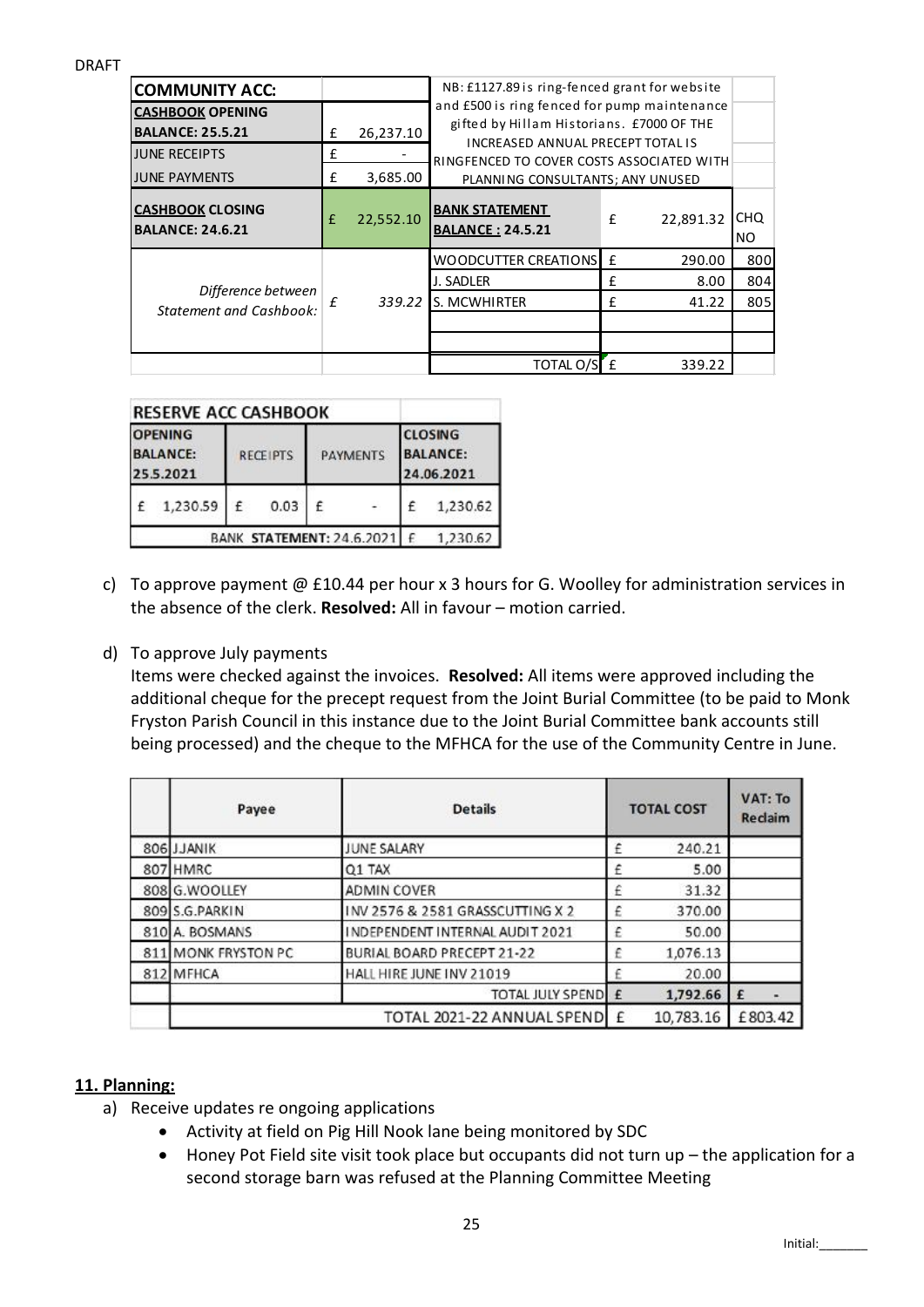DRAFT

| COMMUNITY ACC: | | NB: £1127.89 is ring-fenced grant for website and £500 is ring fenced for pump maintenance gifted by Hillam Historians. £7000 OF THE INCREASED ANNUAL PRECEPT TOTAL IS RINGFENCED TO COVER COSTS ASSOCIATED WITH PLANNING CONSULTANTS; ANY UNUSED | | |
|---|---|---|---|---|
| CASHBOOK OPENING BALANCE: 25.5.21 | £ 26,237.10 | | | |
| JUNE RECEIPTS | £ - | | | |
| JUNE PAYMENTS | £ 3,685.00 | | | |
| CASHBOOK CLOSING BALANCE: 24.6.21 | £ 22,552.10 | BANK STATEMENT BALANCE : 24.5.21 | £ 22,891.32 | CHQ NO |
| *Difference between Statement and Cashbook:* | *£ 339.22* | WOODCUTTER CREATIONS | £ 290.00 | 800 |
| | | J. SADLER | £ 8.00 | 804 |
| | | S. MCWHIRTER | £ 41.22 | 805 |
| | | TOTAL O/S | £ 339.22 | |

| RESERVE ACC CASHBOOK | | | |
|---|---|---|---|
| OPENING BALANCE: 25.5.2021 | RECEIPTS | PAYMENTS | CLOSING BALANCE: 24.06.2021 |
| £ 1,230.59 | £ 0.03 | £ - | £ 1,230.62 |
| BANK STATEMENT: 24.6.2021 | | | £ 1,230.62 |

c) To approve payment @ £10.44 per hour x 3 hours for G. Woolley for administration services in the absence of the clerk. **Resolved:** All in favour – motion carried.

d) To approve July payments

Items were checked against the invoices. **Resolved:** All items were approved including the additional cheque for the precept request from the Joint Burial Committee (to be paid to Monk Fryston Parish Council in this instance due to the Joint Burial Committee bank accounts still being processed) and the cheque to the MFHCA for the use of the Community Centre in June.

| | Payee | Details | TOTAL COST | VAT: To Reclaim |
|---|---|---|---|---|
| 806 | J.JANIK | JUNE SALARY | £ 240.21 | |
| 807 | HMRC | Q1 TAX | £ 5.00 | |
| 808 | G.WOOLLEY | ADMIN COVER | £ 31.32 | |
| 809 | S.G.PARKIN | INV 2576 & 2581 GRASSCUTTING X 2 | £ 370.00 | |
| 810 | A. BOSMANS | INDEPENDENT INTERNAL AUDIT 2021 | £ 50.00 | |
| 811 | MONK FRYSTON PC | BURIAL BOARD PRECEPT 21-22 | £ 1,076.13 | |
| 812 | MFHCA | HALL HIRE JUNE INV 21019 | £ 20.00 | |
| | | TOTAL JULY SPEND | £ 1,792.66 | £ - |
| | | TOTAL 2021-22 ANNUAL SPEND | £ 10,783.16 | £803.42 |

## 11. Planning:

a) Receive updates re ongoing applications

- Activity at field on Pig Hill Nook lane being monitored by SDC
- Honey Pot Field site visit took place but occupants did not turn up – the application for a second storage barn was refused at the Planning Committee Meeting

Initial:_______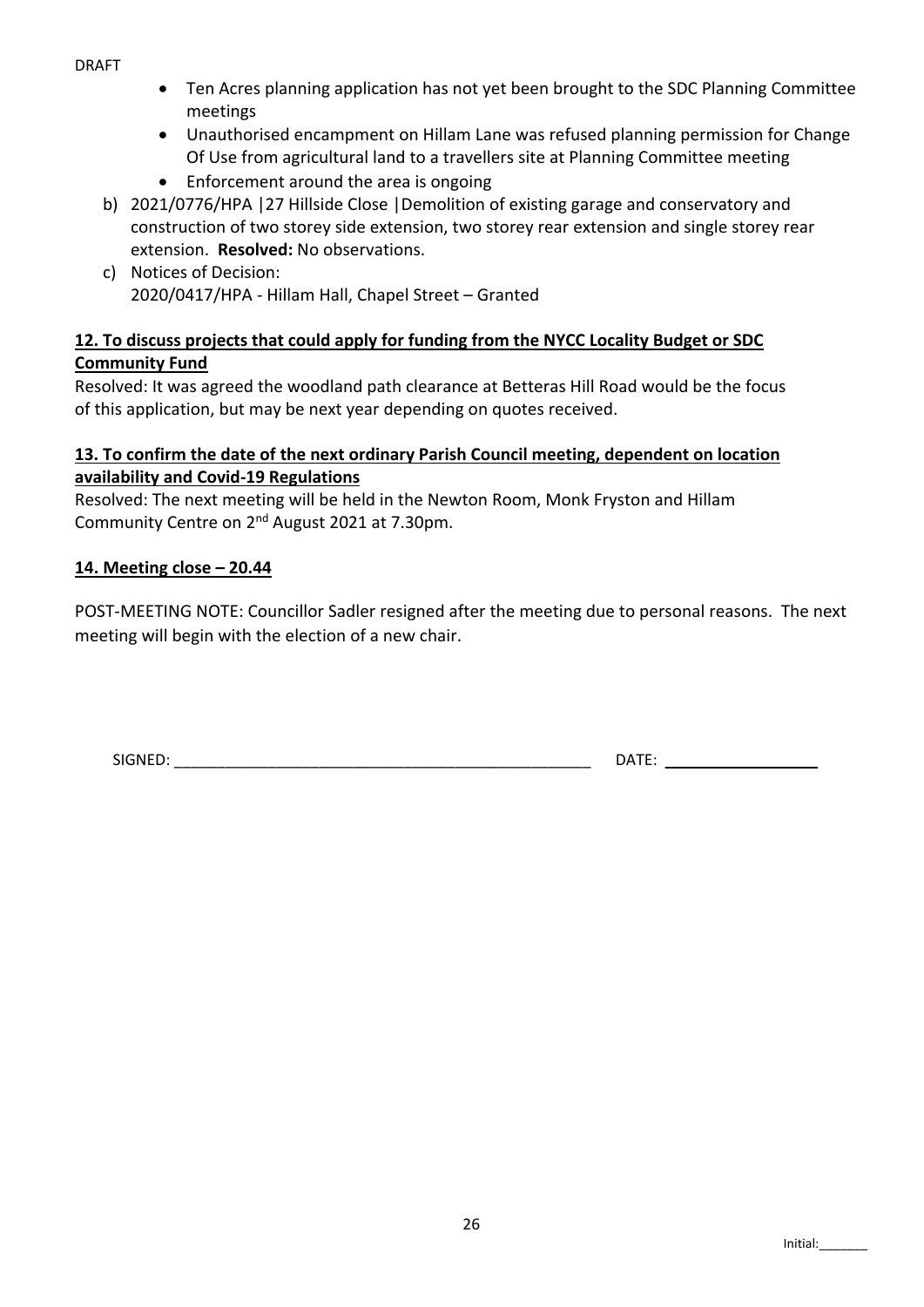DRAFT

- Ten Acres planning application has not yet been brought to the SDC Planning Committee meetings
- Unauthorised encampment on Hillam Lane was refused planning permission for Change Of Use from agricultural land to a travellers site at Planning Committee meeting
- Enforcement around the area is ongoing

b) 2021/0776/HPA |27 Hillside Close |Demolition of existing garage and conservatory and construction of two storey side extension, two storey rear extension and single storey rear extension. **Resolved:** No observations.

c) Notices of Decision:
2020/0417/HPA - Hillam Hall, Chapel Street – Granted

**12. To discuss projects that could apply for funding from the NYCC Locality Budget or SDC Community Fund**

Resolved: It was agreed the woodland path clearance at Betteras Hill Road would be the focus of this application, but may be next year depending on quotes received.

**13. To confirm the date of the next ordinary Parish Council meeting, dependent on location availability and Covid-19 Regulations**

Resolved: The next meeting will be held in the Newton Room, Monk Fryston and Hillam Community Centre on 2nd August 2021 at 7.30pm.

**14. Meeting close – 20.44**

POST-MEETING NOTE: Councillor Sadler resigned after the meeting due to personal reasons. The next meeting will begin with the election of a new chair.

SIGNED: ________________________________________________ DATE: __________________

Initial:______